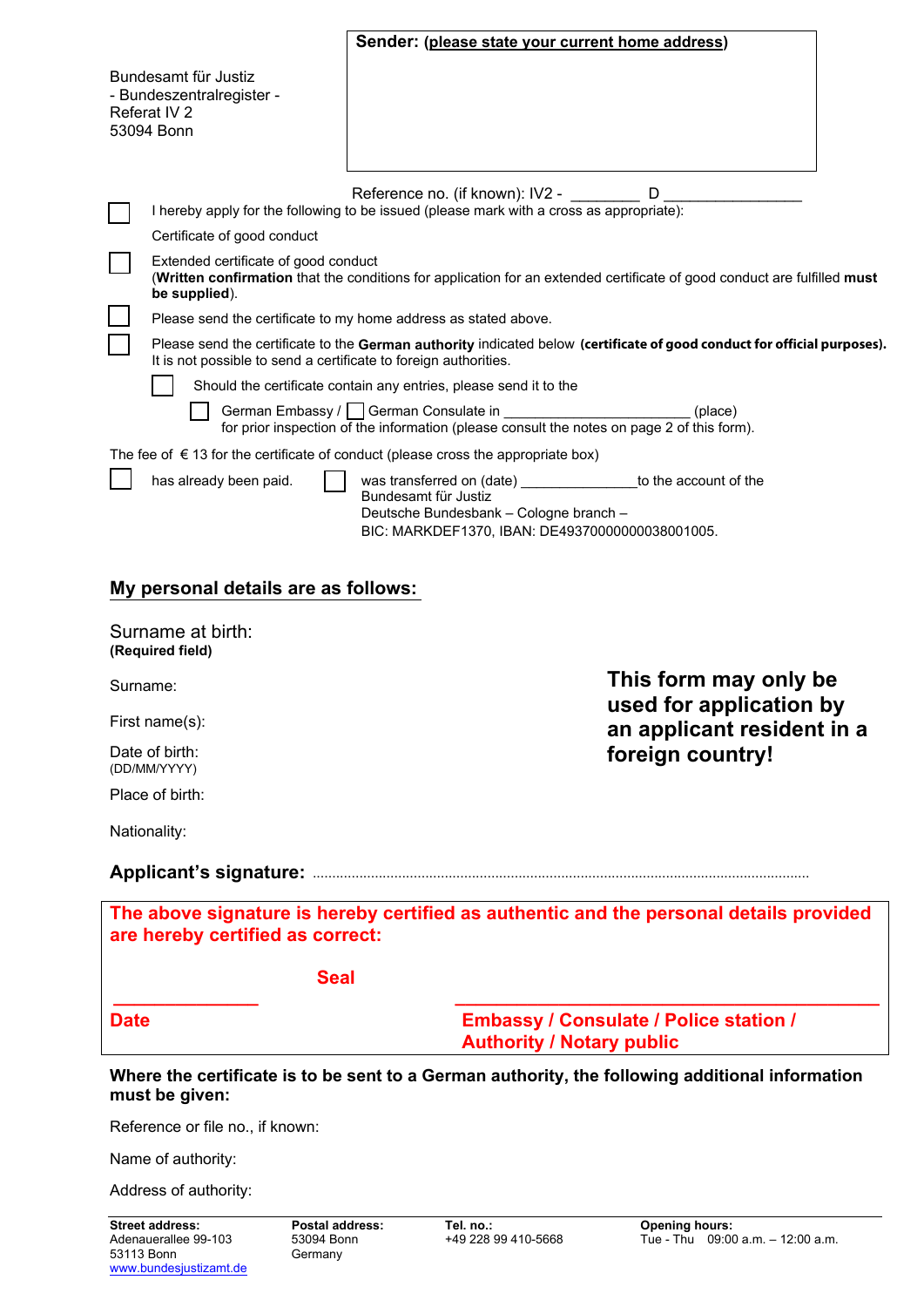Bundesamt für Justiz
- Bundeszentralregister -
Referat IV 2
53094 Bonn

**Sender: (please state your current home address)**

Reference no. (if known): IV2 - ________ D ________________

☐ I hereby apply for the following to be issued (please mark with a cross as appropriate):

Certificate of good conduct

☐ Extended certificate of good conduct
(**Written confirmation** that the conditions for application for an extended certificate of good conduct are fulfilled **must be supplied**).

☐ Please send the certificate to my home address as stated above.

☐ Please send the certificate to the **German authority** indicated below **(certificate of good conduct for official purposes).** It is not possible to send a certificate to foreign authorities.

☐ Should the certificate contain any entries, please send it to the

☐ German Embassy / ☐ German Consulate in _______________________ (place)
for prior inspection of the information (please consult the notes on page 2 of this form).

The fee of € 13 for the certificate of conduct (please cross the appropriate box)

☐ has already been paid.

☐ was transferred on (date) ______________ to the account of the Bundesamt für Justiz
Deutsche Bundesbank – Cologne branch –
BIC: MARKDEF1370, IBAN: DE49370000000038001005.

## My personal details are as follows:

Surname at birth:
**(Required field)**

Surname:

First name(s):

Date of birth:
(DD/MM/YYYY)

Place of birth:

Nationality:

**This form may only be used for application by an applicant resident in a foreign country!**

**Applicant's signature:** ..............................................................................................................................

**The above signature is hereby certified as authentic and the personal details provided are hereby certified as correct:**

**Seal**

______________ ____________________________________

**Date** **Embassy / Consulate / Police station / Authority / Notary public**

**Where the certificate is to be sent to a German authority, the following additional information must be given:**

Reference or file no., if known:

Name of authority:

Address of authority:

| **Street address:** | **Postal address:** | **Tel. no.:** | **Opening hours:** |
|---|---|---|---|
| Adenauerallee 99-103<br>53113 Bonn<br>www.bundesjustizamt.de | 53094 Bonn<br>Germany | +49 228 99 410-5668 | Tue - Thu 09:00 a.m. – 12:00 a.m. |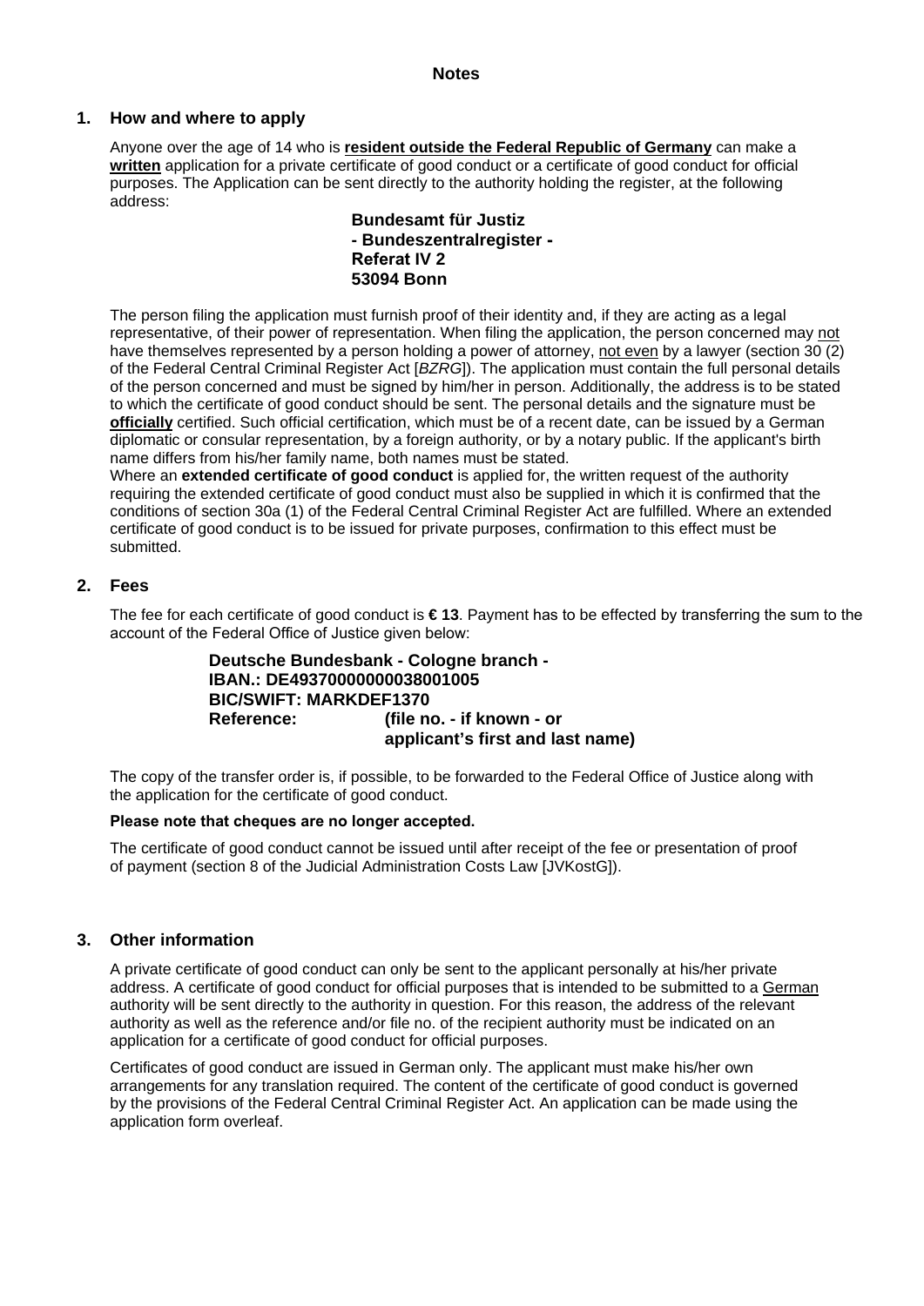# Notes

## 1. How and where to apply

Anyone over the age of 14 who is **resident outside the Federal Republic of Germany** can make a **written** application for a private certificate of good conduct or a certificate of good conduct for official purposes. The Application can be sent directly to the authority holding the register, at the following address:

**Bundesamt für Justiz**
**- Bundeszentralregister -**
**Referat IV 2**
**53094 Bonn**

The person filing the application must furnish proof of their identity and, if they are acting as a legal representative, of their power of representation. When filing the application, the person concerned may not have themselves represented by a person holding a power of attorney, not even by a lawyer (section 30 (2) of the Federal Central Criminal Register Act [*BZRG*]). The application must contain the full personal details of the person concerned and must be signed by him/her in person. Additionally, the address is to be stated to which the certificate of good conduct should be sent. The personal details and the signature must be **officially** certified. Such official certification, which must be of a recent date, can be issued by a German diplomatic or consular representation, by a foreign authority, or by a notary public. If the applicant's birth name differs from his/her family name, both names must be stated.

Where an **extended certificate of good conduct** is applied for, the written request of the authority requiring the extended certificate of good conduct must also be supplied in which it is confirmed that the conditions of section 30a (1) of the Federal Central Criminal Register Act are fulfilled. Where an extended certificate of good conduct is to be issued for private purposes, confirmation to this effect must be submitted.

## 2. Fees

The fee for each certificate of good conduct is **€ 13**. Payment has to be effected by transferring the sum to the account of the Federal Office of Justice given below:

**Deutsche Bundesbank - Cologne branch -**
**IBAN.: DE49370000000038001005**
**BIC/SWIFT: MARKDEF1370**
**Reference: (file no. - if known - or applicant's first and last name)**

The copy of the transfer order is, if possible, to be forwarded to the Federal Office of Justice along with the application for the certificate of good conduct.

**Please note that cheques are no longer accepted.**

The certificate of good conduct cannot be issued until after receipt of the fee or presentation of proof of payment (section 8 of the Judicial Administration Costs Law [JVKostG]).

## 3. Other information

A private certificate of good conduct can only be sent to the applicant personally at his/her private address. A certificate of good conduct for official purposes that is intended to be submitted to a German authority will be sent directly to the authority in question. For this reason, the address of the relevant authority as well as the reference and/or file no. of the recipient authority must be indicated on an application for a certificate of good conduct for official purposes.

Certificates of good conduct are issued in German only. The applicant must make his/her own arrangements for any translation required. The content of the certificate of good conduct is governed by the provisions of the Federal Central Criminal Register Act. An application can be made using the application form overleaf.